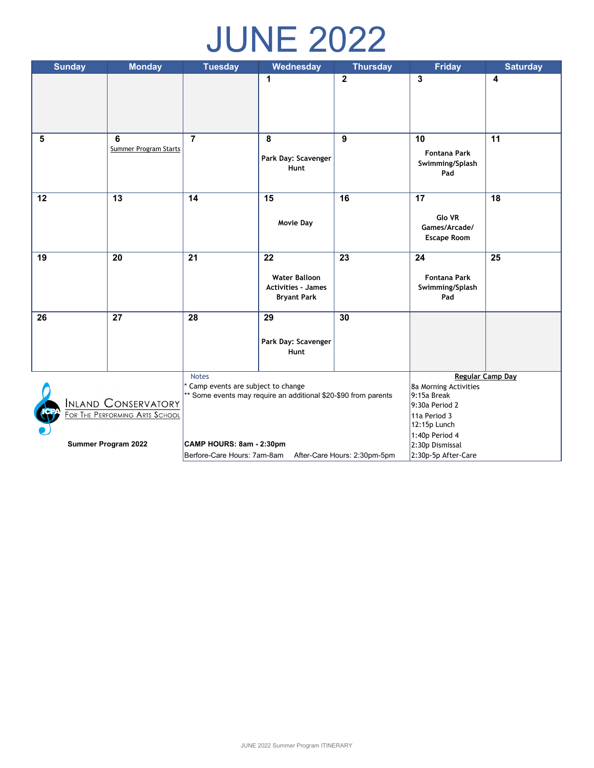# JUNE 2022

| Sunday | Monday | Tuesday | Wednesday | Thursday | Friday | Saturday |
|---|---|---|---|---|---|---|
| | | | 1 | 2 | 3 | 4 |
| 5 | 6 Summer Program Starts | 7 | 8 Park Day: Scavenger Hunt | 9 | 10 Fontana Park Swimming/Splash Pad | 11 |
| 12 | 13 | 14 | 15 Movie Day | 16 | 17 Glo VR Games/Arcade/ Escape Room | 18 |
| 19 | 20 | 21 | 22 Water Balloon Activities - James Bryant Park | 23 | 24 Fontana Park Swimming/Splash Pad | 25 |
| 26 | 27 | 28 | 29 Park Day: Scavenger Hunt | 30 | | |

INLAND CONSERVATORY FOR THE PERFORMING ARTS SCHOOL

**Summer Program 2022**

Notes
* Camp events are subject to change
** Some events may require an additional $20-$90 from parents

**CAMP HOURS: 8am - 2:30pm**

Berfore-Care Hours: 7am-8am After-Care Hours: 2:30pm-5pm

**Regular Camp Day**

8a Morning Activities
9:15a Break
9:30a Period 2
11a Period 3
12:15p Lunch
1:40p Period 4
2:30p Dismissal
2:30p-5p After-Care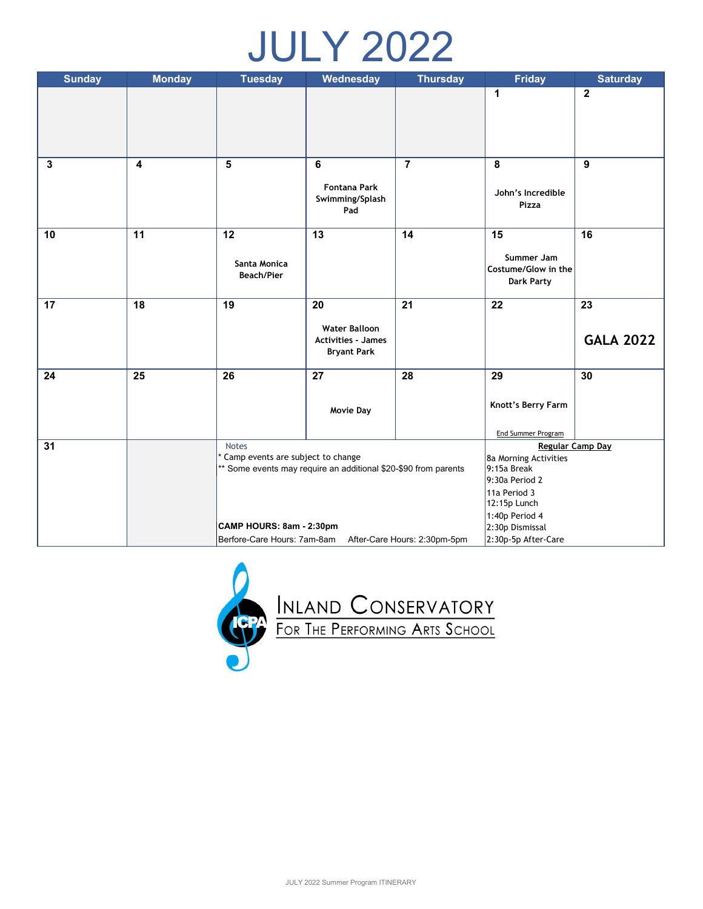# JULY 2022

| Sunday | Monday | Tuesday | Wednesday | Thursday | Friday | Saturday |
|---|---|---|---|---|---|---|
| | | | | | 1 | 2 |
| 3 | 4 | 5 | 6<br>Fontana Park Swimming/Splash Pad | 7 | 8<br>John's Incredible Pizza | 9 |
| 10 | 11 | 12<br>Santa Monica Beach/Pier | 13 | 14 | 15<br>Summer Jam Costume/Glow in the Dark Party | 16 |
| 17 | 18 | 19 | 20<br>Water Balloon Activities - James Bryant Park | 21 | 22 | 23<br>**GALA 2022** |
| 24 | 25 | 26 | 27<br>Movie Day | 28 | 29<br>Knott's Berry Farm<br>End Summer Program | 30 |
| 31 | | | | | | |

**Notes**

* Camp events are subject to change

** Some events may require an additional $20-$90 from parents

**CAMP HOURS: 8am - 2:30pm**

Berfore-Care Hours: 7am-8am    After-Care Hours: 2:30pm-5pm

**Regular Camp Day**

8a Morning Activities
9:15a Break
9:30a Period 2
11a Period 3
12:15p Lunch
1:40p Period 4
2:30p Dismissal
2:30p-5p After-Care

ICPA Inland Conservatory For The Performing Arts School

JULY 2022 Summer Program ITINERARY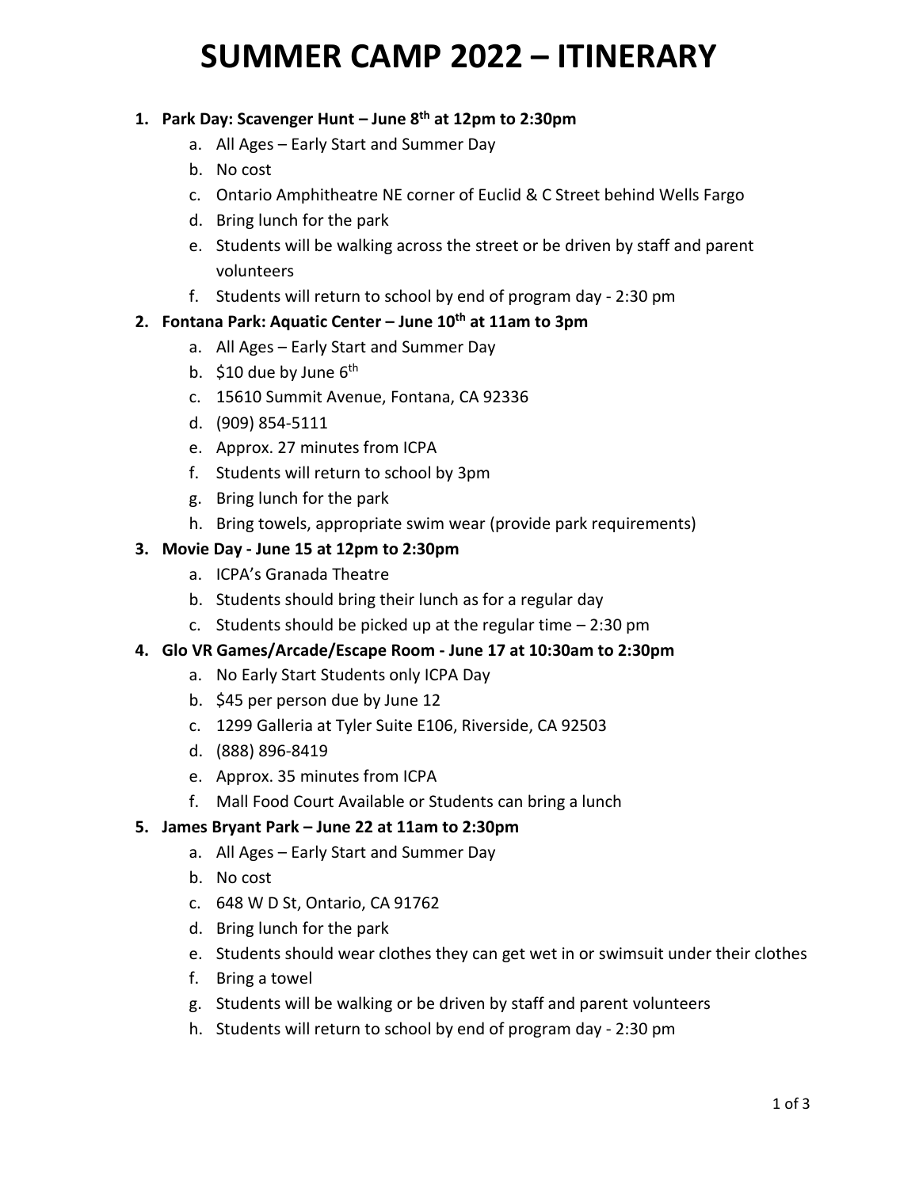# SUMMER CAMP 2022 – ITINERARY

1. **Park Day: Scavenger Hunt – June 8th at 12pm to 2:30pm**
    a. All Ages – Early Start and Summer Day
    b. No cost
    c. Ontario Amphitheatre NE corner of Euclid & C Street behind Wells Fargo
    d. Bring lunch for the park
    e. Students will be walking across the street or be driven by staff and parent volunteers
    f. Students will return to school by end of program day - 2:30 pm
2. **Fontana Park: Aquatic Center – June 10th at 11am to 3pm**
    a. All Ages – Early Start and Summer Day
    b. $10 due by June 6th
    c. 15610 Summit Avenue, Fontana, CA 92336
    d. (909) 854-5111
    e. Approx. 27 minutes from ICPA
    f. Students will return to school by 3pm
    g. Bring lunch for the park
    h. Bring towels, appropriate swim wear (provide park requirements)
3. **Movie Day - June 15 at 12pm to 2:30pm**
    a. ICPA's Granada Theatre
    b. Students should bring their lunch as for a regular day
    c. Students should be picked up at the regular time – 2:30 pm
4. **Glo VR Games/Arcade/Escape Room - June 17 at 10:30am to 2:30pm**
    a. No Early Start Students only ICPA Day
    b. $45 per person due by June 12
    c. 1299 Galleria at Tyler Suite E106, Riverside, CA 92503
    d. (888) 896-8419
    e. Approx. 35 minutes from ICPA
    f. Mall Food Court Available or Students can bring a lunch
5. **James Bryant Park – June 22 at 11am to 2:30pm**
    a. All Ages – Early Start and Summer Day
    b. No cost
    c. 648 W D St, Ontario, CA 91762
    d. Bring lunch for the park
    e. Students should wear clothes they can get wet in or swimsuit under their clothes
    f. Bring a towel
    g. Students will be walking or be driven by staff and parent volunteers
    h. Students will return to school by end of program day - 2:30 pm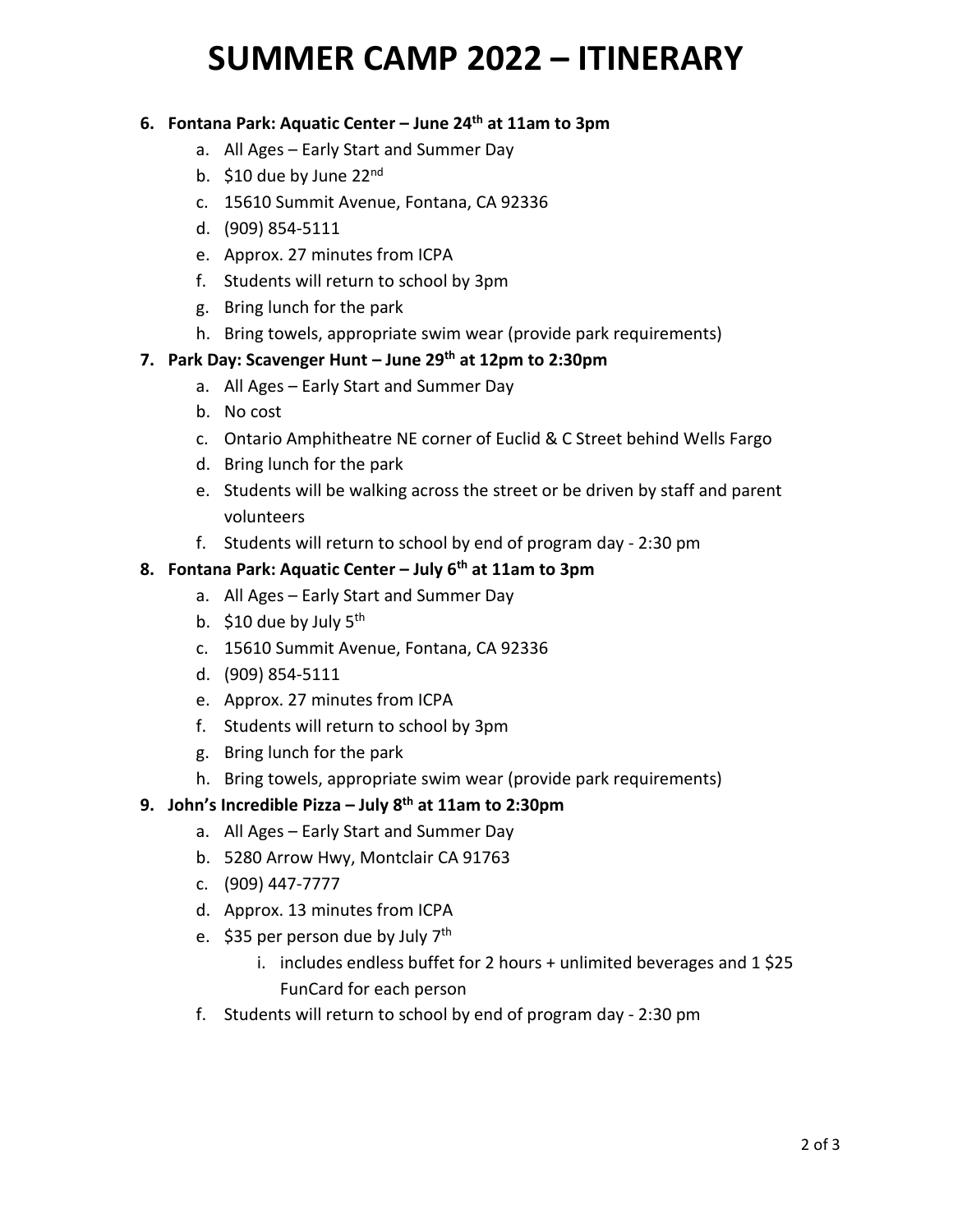# SUMMER CAMP 2022 – ITINERARY

6. **Fontana Park: Aquatic Center – June 24th at 11am to 3pm**
   a. All Ages – Early Start and Summer Day
   b. $10 due by June 22nd
   c. 15610 Summit Avenue, Fontana, CA 92336
   d. (909) 854-5111
   e. Approx. 27 minutes from ICPA
   f. Students will return to school by 3pm
   g. Bring lunch for the park
   h. Bring towels, appropriate swim wear (provide park requirements)
7. **Park Day: Scavenger Hunt – June 29th at 12pm to 2:30pm**
   a. All Ages – Early Start and Summer Day
   b. No cost
   c. Ontario Amphitheatre NE corner of Euclid & C Street behind Wells Fargo
   d. Bring lunch for the park
   e. Students will be walking across the street or be driven by staff and parent volunteers
   f. Students will return to school by end of program day - 2:30 pm
8. **Fontana Park: Aquatic Center – July 6th at 11am to 3pm**
   a. All Ages – Early Start and Summer Day
   b. $10 due by July 5th
   c. 15610 Summit Avenue, Fontana, CA 92336
   d. (909) 854-5111
   e. Approx. 27 minutes from ICPA
   f. Students will return to school by 3pm
   g. Bring lunch for the park
   h. Bring towels, appropriate swim wear (provide park requirements)
9. **John's Incredible Pizza – July 8th at 11am to 2:30pm**
   a. All Ages – Early Start and Summer Day
   b. 5280 Arrow Hwy, Montclair CA 91763
   c. (909) 447-7777
   d. Approx. 13 minutes from ICPA
   e. $35 per person due by July 7th
      i. includes endless buffet for 2 hours + unlimited beverages and 1 $25 FunCard for each person
   f. Students will return to school by end of program day - 2:30 pm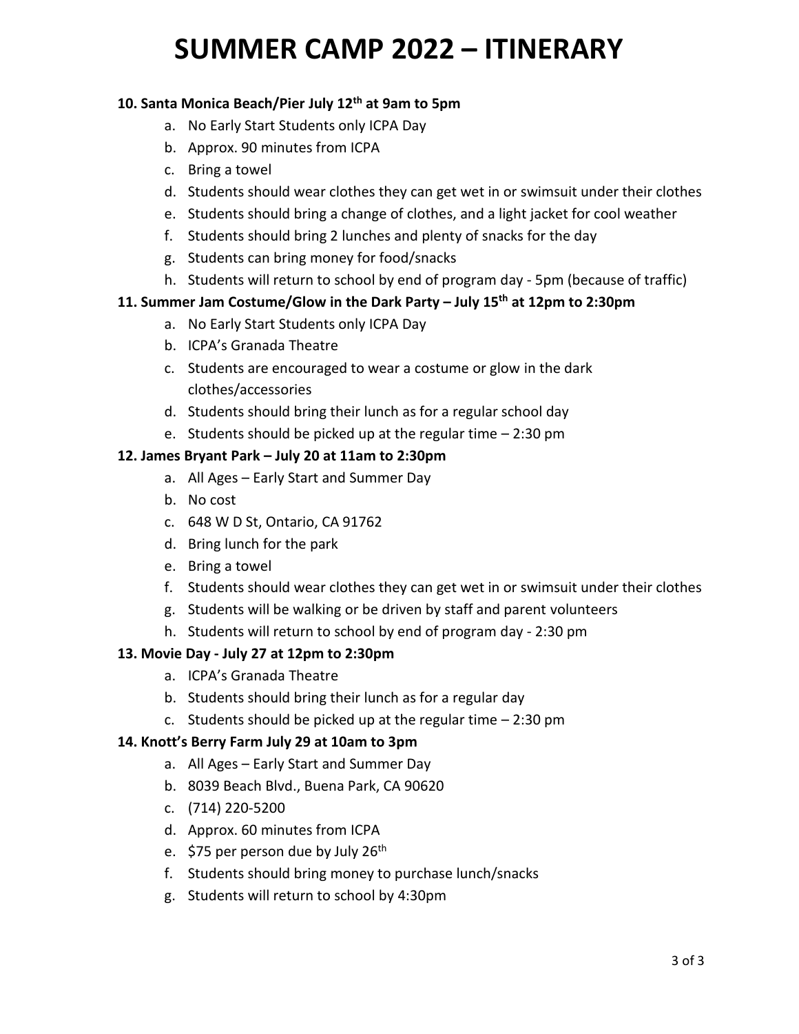# SUMMER CAMP 2022 – ITINERARY

**10. Santa Monica Beach/Pier July 12th at 9am to 5pm**

a. No Early Start Students only ICPA Day
b. Approx. 90 minutes from ICPA
c. Bring a towel
d. Students should wear clothes they can get wet in or swimsuit under their clothes
e. Students should bring a change of clothes, and a light jacket for cool weather
f. Students should bring 2 lunches and plenty of snacks for the day
g. Students can bring money for food/snacks
h. Students will return to school by end of program day - 5pm (because of traffic)

**11. Summer Jam Costume/Glow in the Dark Party – July 15th at 12pm to 2:30pm**

a. No Early Start Students only ICPA Day
b. ICPA's Granada Theatre
c. Students are encouraged to wear a costume or glow in the dark clothes/accessories
d. Students should bring their lunch as for a regular school day
e. Students should be picked up at the regular time – 2:30 pm

**12. James Bryant Park – July 20 at 11am to 2:30pm**

a. All Ages – Early Start and Summer Day
b. No cost
c. 648 W D St, Ontario, CA 91762
d. Bring lunch for the park
e. Bring a towel
f. Students should wear clothes they can get wet in or swimsuit under their clothes
g. Students will be walking or be driven by staff and parent volunteers
h. Students will return to school by end of program day - 2:30 pm

**13. Movie Day - July 27 at 12pm to 2:30pm**

a. ICPA's Granada Theatre
b. Students should bring their lunch as for a regular day
c. Students should be picked up at the regular time – 2:30 pm

**14. Knott's Berry Farm July 29 at 10am to 3pm**

a. All Ages – Early Start and Summer Day
b. 8039 Beach Blvd., Buena Park, CA 90620
c. (714) 220-5200
d. Approx. 60 minutes from ICPA
e. $75 per person due by July 26th
f. Students should bring money to purchase lunch/snacks
g. Students will return to school by 4:30pm